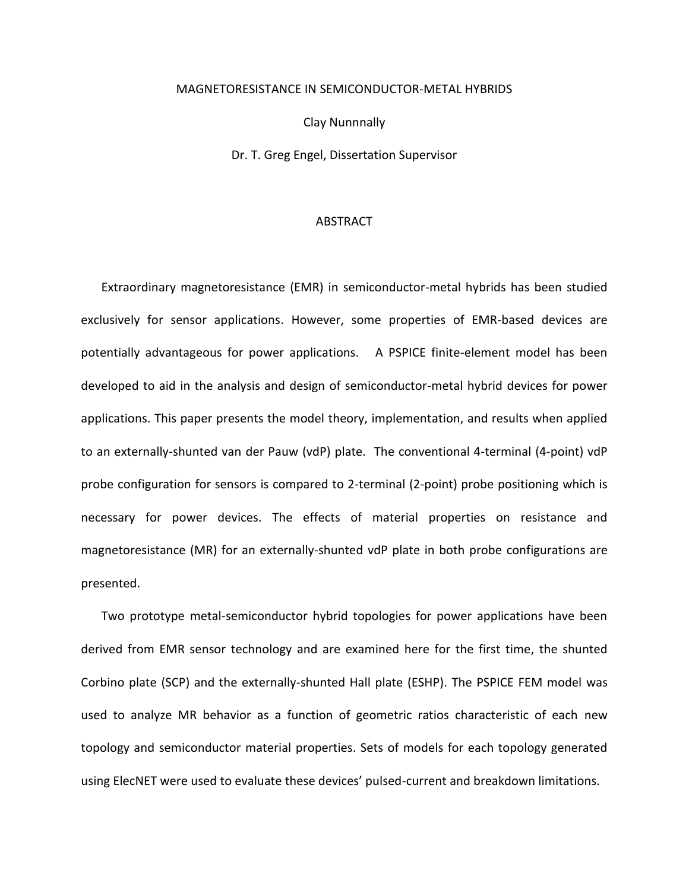MAGNETORESISTANCE IN SEMICONDUCTOR-METAL HYBRIDS

Clay Nunnnally

Dr. T. Greg Engel, Dissertation Supervisor

## ABSTRACT

Extraordinary magnetoresistance (EMR) in semiconductor-metal hybrids has been studied exclusively for sensor applications. However, some properties of EMR-based devices are potentially advantageous for power applications. A PSPICE finite-element model has been developed to aid in the analysis and design of semiconductor-metal hybrid devices for power applications. This paper presents the model theory, implementation, and results when applied to an externally-shunted van der Pauw (vdP) plate. The conventional 4-terminal (4-point) vdP probe configuration for sensors is compared to 2-terminal (2-point) probe positioning which is necessary for power devices. The effects of material properties on resistance and magnetoresistance (MR) for an externally-shunted vdP plate in both probe configurations are presented.

Two prototype metal-semiconductor hybrid topologies for power applications have been derived from EMR sensor technology and are examined here for the first time, the shunted Corbino plate (SCP) and the externally-shunted Hall plate (ESHP). The PSPICE FEM model was used to analyze MR behavior as a function of geometric ratios characteristic of each new topology and semiconductor material properties. Sets of models for each topology generated using ElecNET were used to evaluate these devices' pulsed-current and breakdown limitations.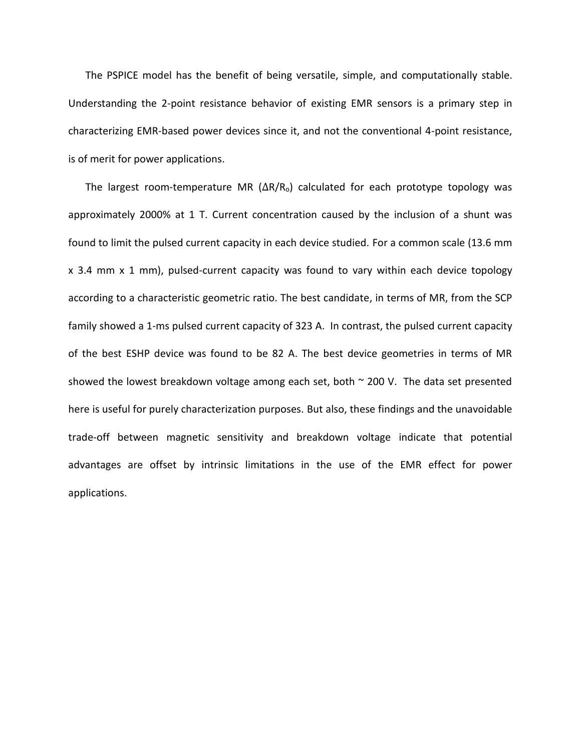The PSPICE model has the benefit of being versatile, simple, and computationally stable. Understanding the 2-point resistance behavior of existing EMR sensors is a primary step in characterizing EMR-based power devices since it, and not the conventional 4-point resistance, is of merit for power applications.

The largest room-temperature MR ($\Delta R/R_o$) calculated for each prototype topology was approximately 2000% at 1 T. Current concentration caused by the inclusion of a shunt was found to limit the pulsed current capacity in each device studied. For a common scale (13.6 mm x 3.4 mm x 1 mm), pulsed-current capacity was found to vary within each device topology according to a characteristic geometric ratio. The best candidate, in terms of MR, from the SCP family showed a 1-ms pulsed current capacity of 323 A. In contrast, the pulsed current capacity of the best ESHP device was found to be 82 A. The best device geometries in terms of MR showed the lowest breakdown voltage among each set, both ~ 200 V. The data set presented here is useful for purely characterization purposes. But also, these findings and the unavoidable trade-off between magnetic sensitivity and breakdown voltage indicate that potential advantages are offset by intrinsic limitations in the use of the EMR effect for power applications.